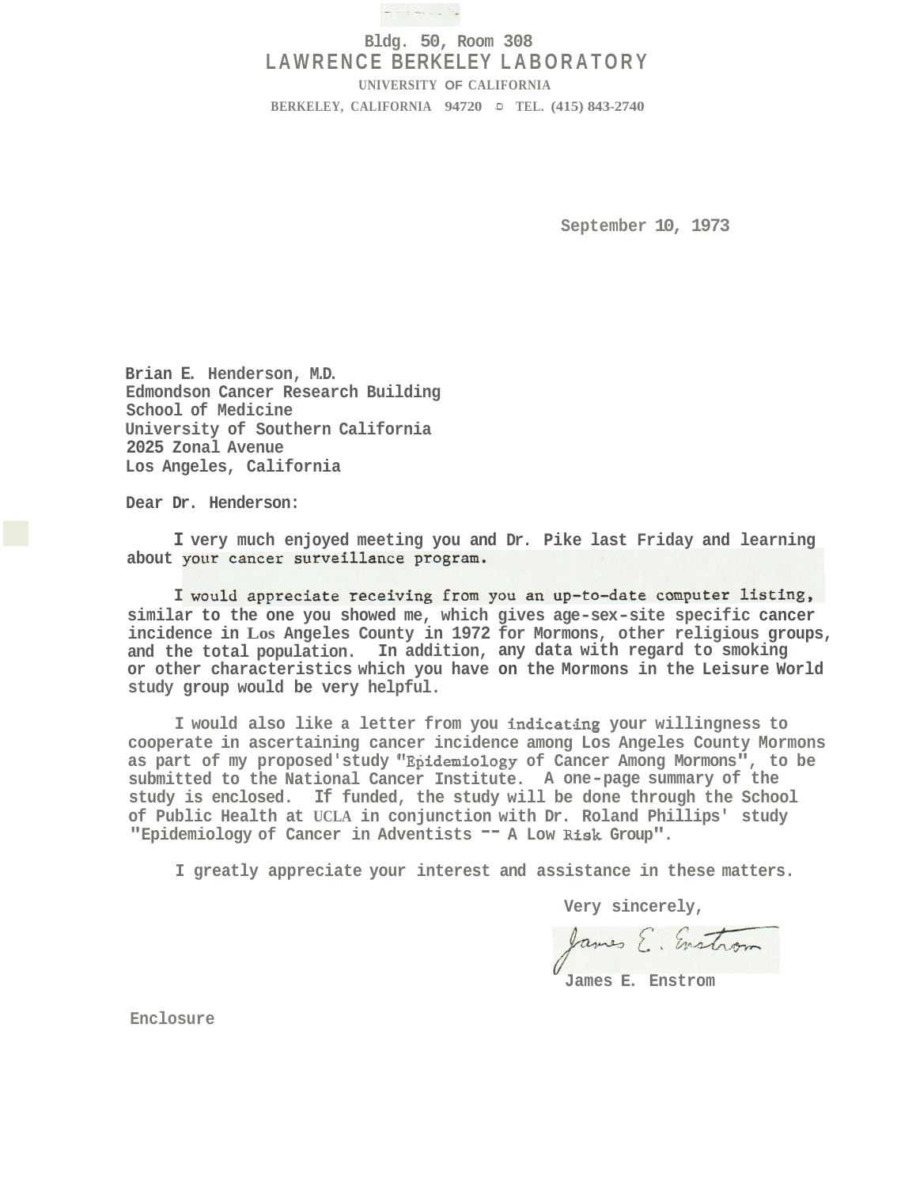Bldg. 50, Room 308

LAWRENCE BERKELEY LABORATORY

UNIVERSITY OF CALIFORNIA

BERKELEY, CALIFORNIA 94720 ▫ TEL. (415) 843-2740

September 10, 1973

Brian E. Henderson, M.D.
Edmondson Cancer Research Building
School of Medicine
University of Southern California
2025 Zonal Avenue
Los Angeles, California

Dear Dr. Henderson:

I very much enjoyed meeting you and Dr. Pike last Friday and learning about your cancer surveillance program.

I would appreciate receiving from you an up-to-date computer listing, similar to the one you showed me, which gives age-sex-site specific cancer incidence in Los Angeles County in 1972 for Mormons, other religious groups, and the total population. In addition, any data with regard to smoking or other characteristics which you have on the Mormons in the Leisure World study group would be very helpful.

I would also like a letter from you indicating your willingness to cooperate in ascertaining cancer incidence among Los Angeles County Mormons as part of my proposed study "Epidemiology of Cancer Among Mormons", to be submitted to the National Cancer Institute. A one-page summary of the study is enclosed. If funded, the study will be done through the School of Public Health at UCLA in conjunction with Dr. Roland Phillips' study "Epidemiology of Cancer in Adventists -- A Low Risk Group".

I greatly appreciate your interest and assistance in these matters.

Very sincerely,

James E. Enstrom

James E. Enstrom

Enclosure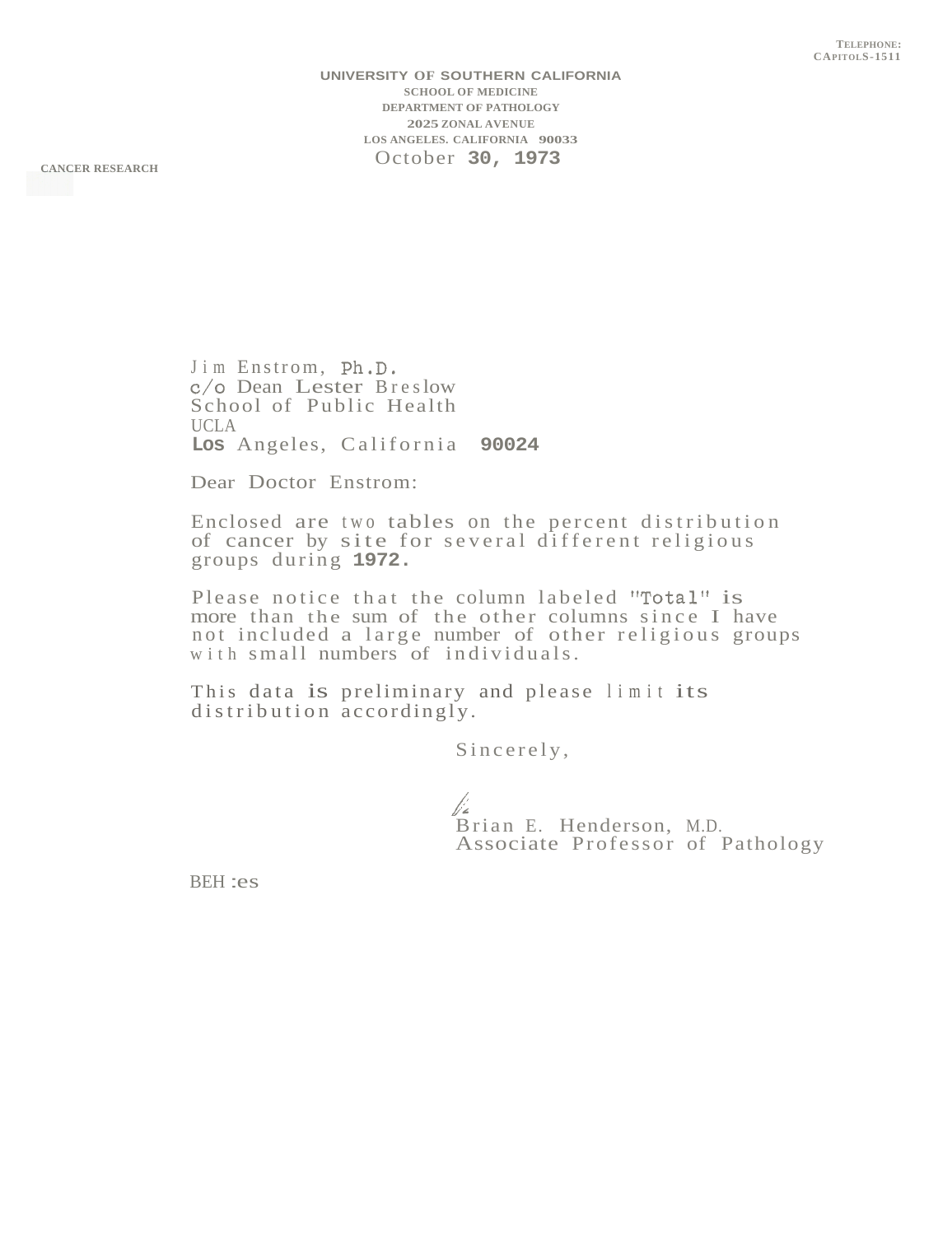TELEPHONE:
CAPITOLS-1511

UNIVERSITY OF SOUTHERN CALIFORNIA
SCHOOL OF MEDICINE
DEPARTMENT OF PATHOLOGY
2025 ZONAL AVENUE
LOS ANGELES. CALIFORNIA 90033

CANCER RESEARCH

October 30, 1973

Jim Enstrom, Ph.D.
c/o Dean Lester Breslow
School of Public Health
UCLA
Los Angeles, California 90024

Dear Doctor Enstrom:

Enclosed are two tables on the percent distribution of cancer by site for several different religious groups during 1972.

Please notice that the column labeled "Total" is more than the sum of the other columns since I have not included a large number of other religious groups with small numbers of individuals.

This data is preliminary and please limit its distribution accordingly.

Sincerely,

Brian E. Henderson, M.D.
Associate Professor of Pathology

BEH:es